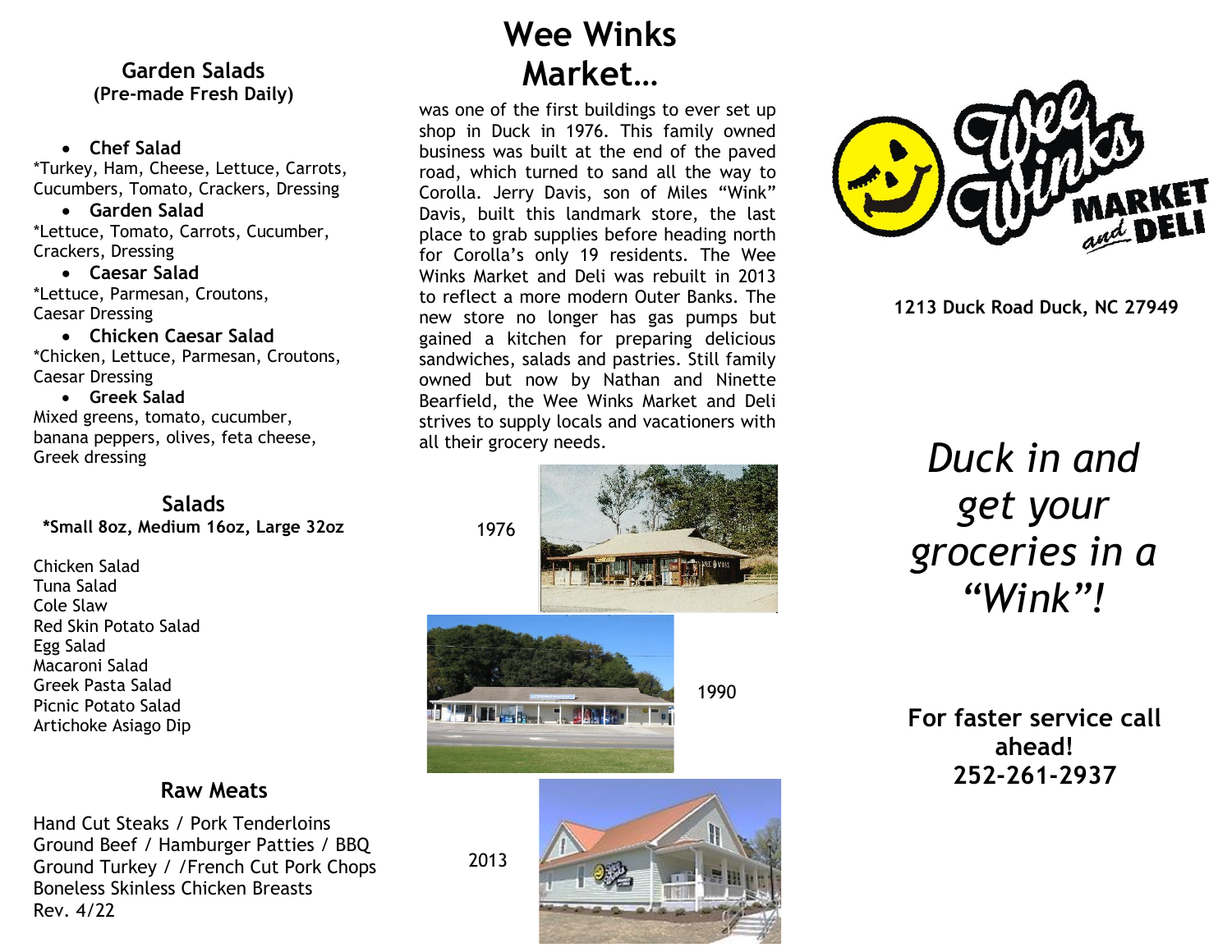## Garden Salads
**(Pre-made Fresh Daily)**

- **Chef Salad**

*Turkey, Ham, Cheese, Lettuce, Carrots, Cucumbers, Tomato, Crackers, Dressing

- **Garden Salad**

*Lettuce, Tomato, Carrots, Cucumber, Crackers, Dressing

- **Caesar Salad**

*Lettuce, Parmesan, Croutons, Caesar Dressing

- **Chicken Caesar Salad**

*Chicken, Lettuce, Parmesan, Croutons, Caesar Dressing

- **Greek Salad**

Mixed greens, tomato, cucumber, banana peppers, olives, feta cheese, Greek dressing

## Salads
**\*Small 8oz, Medium 16oz, Large 32oz**

Chicken Salad
Tuna Salad
Cole Slaw
Red Skin Potato Salad
Egg Salad
Macaroni Salad
Greek Pasta Salad
Picnic Potato Salad
Artichoke Asiago Dip

## Raw Meats

Hand Cut Steaks / Pork Tenderloins
Ground Beef / Hamburger Patties / BBQ
Ground Turkey / /French Cut Pork Chops
Boneless Skinless Chicken Breasts

Rev. 4/22

# Wee Winks Market…

was one of the first buildings to ever set up shop in Duck in 1976. This family owned business was built at the end of the paved road, which turned to sand all the way to Corolla. Jerry Davis, son of Miles "Wink" Davis, built this landmark store, the last place to grab supplies before heading north for Corolla's only 19 residents. The Wee Winks Market and Deli was rebuilt in 2013 to reflect a more modern Outer Banks. The new store no longer has gas pumps but gained a kitchen for preparing delicious sandwiches, salads and pastries. Still family owned but now by Nathan and Ninette Bearfield, the Wee Winks Market and Deli strives to supply locals and vacationers with all their grocery needs.

1976

1990

2013

Wee Winks MARKET and DELI

**1213 Duck Road Duck, NC 27949**

*Duck in and get your groceries in a "Wink"!*

**For faster service call ahead!**
**252-261-2937**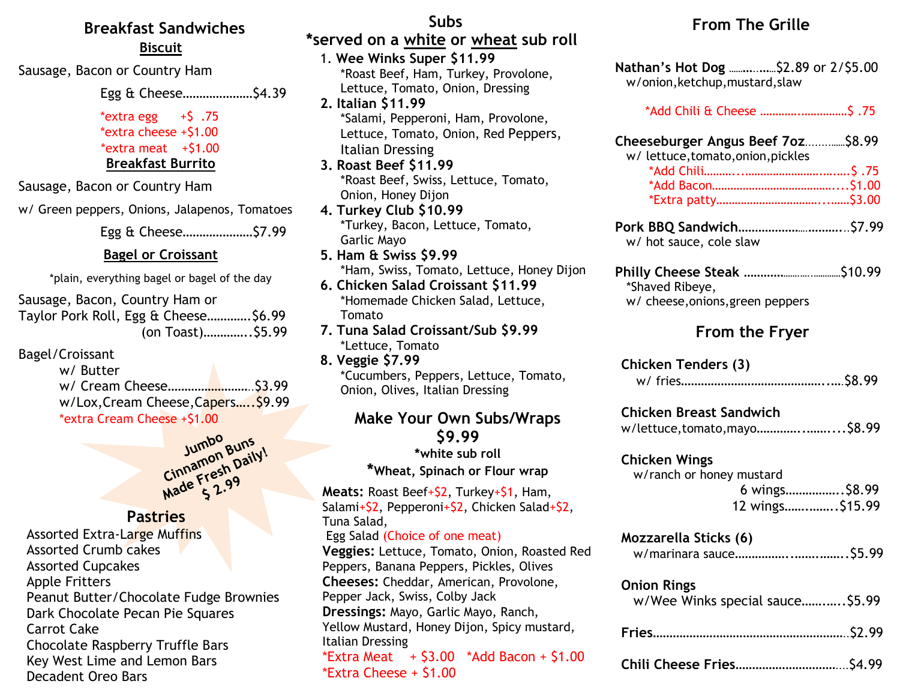## Breakfast Sandwiches

### Biscuit

Sausage, Bacon or Country Ham

Egg & Cheese.....................$4.39

*extra egg +$ .75
*extra cheese +$1.00
*extra meat +$1.00

### Breakfast Burrito

Sausage, Bacon or Country Ham

w/ Green peppers, Onions, Jalapenos, Tomatoes

Egg & Cheese.....................$7.99

### Bagel or Croissant

*plain, everything bagel or bagel of the day

Sausage, Bacon, Country Ham or
Taylor Pork Roll, Egg & Cheese.............$6.99
(on Toast)..............$5.99

Bagel/Croissant
w/ Butter
w/ Cream Cheese..........................$3.99
w/Lox,Cream Cheese,Capers.....$9.99
*extra Cream Cheese +$1.00

Jumbo Cinnamon Buns Made Fresh Daily! $ 2.99

## Pastries

Assorted Extra-Large Muffins
Assorted Crumb cakes
Assorted Cupcakes
Apple Fritters
Peanut Butter/Chocolate Fudge Brownies
Dark Chocolate Pecan Pie Squares
Carrot Cake
Chocolate Raspberry Truffle Bars
Key West Lime and Lemon Bars
Decadent Oreo Bars

## Subs
### *served on a white or wheat sub roll

1. **Wee Winks Super $11.99**
   *Roast Beef, Ham, Turkey, Provolone, Lettuce, Tomato, Onion, Dressing
2. **Italian $11.99**
   *Salami, Pepperoni, Ham, Provolone, Lettuce, Tomato, Onion, Red Peppers, Italian Dressing
3. **Roast Beef $11.99**
   *Roast Beef, Swiss, Lettuce, Tomato, Onion, Honey Dijon
4. **Turkey Club $10.99**
   *Turkey, Bacon, Lettuce, Tomato, Garlic Mayo
5. **Ham & Swiss $9.99**
   *Ham, Swiss, Tomato, Lettuce, Honey Dijon
6. **Chicken Salad Croissant $11.99**
   *Homemade Chicken Salad, Lettuce, Tomato
7. **Tuna Salad Croissant/Sub $9.99**
   *Lettuce, Tomato
8. **Veggie $7.99**
   *Cucumbers, Peppers, Lettuce, Tomato, Onion, Olives, Italian Dressing

## Make Your Own Subs/Wraps $9.99

*white sub roll

*Wheat, Spinach or Flour wrap

**Meats:** Roast Beef+$2, Turkey+$1, Ham, Salami+$2, Pepperoni+$2, Chicken Salad+$2, Tuna Salad, Egg Salad (Choice of one meat)
**Veggies:** Lettuce, Tomato, Onion, Roasted Red Peppers, Banana Peppers, Pickles, Olives
**Cheeses:** Cheddar, American, Provolone, Pepper Jack, Swiss, Colby Jack
**Dressings:** Mayo, Garlic Mayo, Ranch, Yellow Mustard, Honey Dijon, Spicy mustard, Italian Dressing
*Extra Meat + $3.00 *Add Bacon + $1.00
*Extra Cheese + $1.00

## From The Grille

**Nathan's Hot Dog** ...............$2.89 or 2/$5.00
w/onion,ketchup,mustard,slaw

*Add Chili & Cheese ............................$ .75

**Cheeseburger Angus Beef 7oz**...............$8.99
w/ lettuce,tomato,onion,pickles
*Add Chili.........................................$ .75
*Add Bacon.......................................$1.00
*Extra patty.......................................$3.00

**Pork BBQ Sandwich**..................................$7.99
w/ hot sauce, cole slaw

**Philly Cheese Steak** .............................$10.99
*Shaved Ribeye,
w/ cheese,onions,green peppers

## From the Fryer

**Chicken Tenders (3)**
w/ fries.............................................$8.99

**Chicken Breast Sandwich**
w/lettuce,tomato,mayo............................$8.99

**Chicken Wings**
w/ranch or honey mustard
6 wings.................$8.99
12 wings................$15.99

**Mozzarella Sticks (6)**
w/marinara sauce.................................$5.99

**Onion Rings**
w/Wee Winks special sauce...............$5.99

**Fries**...........................................................$2.99

**Chili Cheese Fries**..................................$4.99